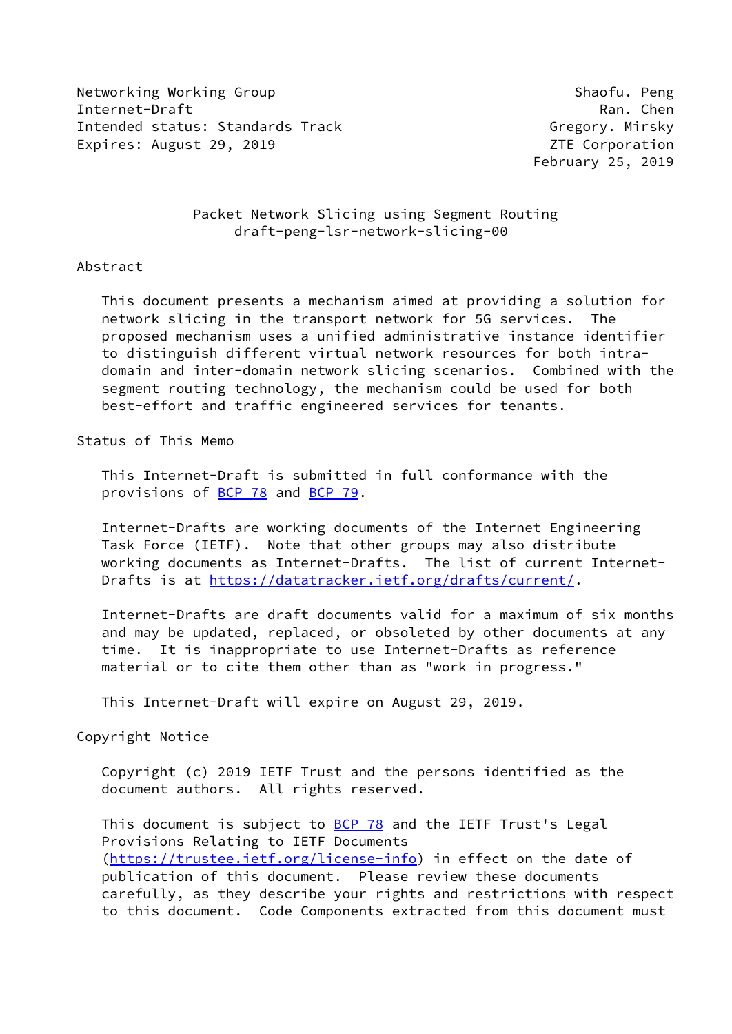Networking Working Group  
Internet-Draft  
Intended status: Standards Track  
Expires: August 29, 2019

Shaofu. Peng  
Ran. Chen  
Gregory. Mirsky  
ZTE Corporation  
February 25, 2019

# Packet Network Slicing using Segment Routing
## draft-peng-lsr-network-slicing-00

## Abstract

This document presents a mechanism aimed at providing a solution for network slicing in the transport network for 5G services. The proposed mechanism uses a unified administrative instance identifier to distinguish different virtual network resources for both intra-domain and inter-domain network slicing scenarios. Combined with the segment routing technology, the mechanism could be used for both best-effort and traffic engineered services for tenants.

## Status of This Memo

This Internet-Draft is submitted in full conformance with the provisions of BCP 78 and BCP 79.

Internet-Drafts are working documents of the Internet Engineering Task Force (IETF). Note that other groups may also distribute working documents as Internet-Drafts. The list of current Internet-Drafts is at https://datatracker.ietf.org/drafts/current/.

Internet-Drafts are draft documents valid for a maximum of six months and may be updated, replaced, or obsoleted by other documents at any time. It is inappropriate to use Internet-Drafts as reference material or to cite them other than as "work in progress."

This Internet-Draft will expire on August 29, 2019.

## Copyright Notice

Copyright (c) 2019 IETF Trust and the persons identified as the document authors. All rights reserved.

This document is subject to BCP 78 and the IETF Trust's Legal Provisions Relating to IETF Documents (https://trustee.ietf.org/license-info) in effect on the date of publication of this document. Please review these documents carefully, as they describe your rights and restrictions with respect to this document. Code Components extracted from this document must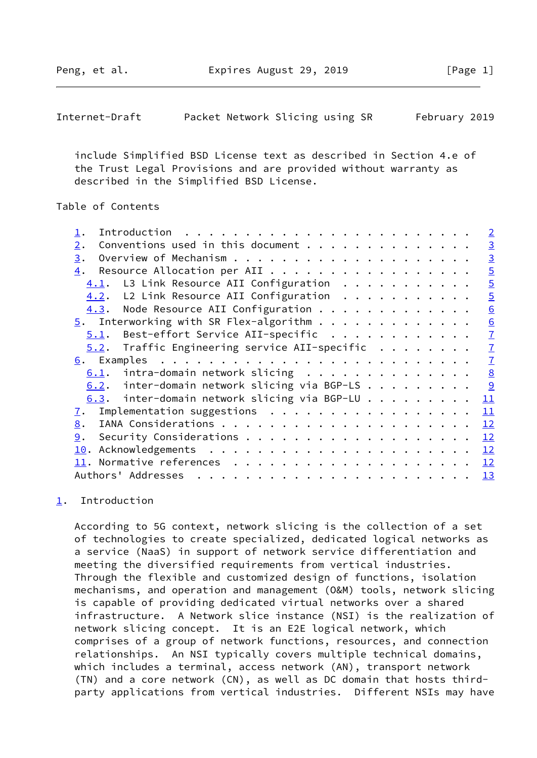include Simplified BSD License text as described in Section 4.e of the Trust Legal Provisions and are provided without warranty as described in the Simplified BSD License.

Table of Contents

```
   1.  Introduction  . . . . . . . . . . . . . . . . . . . . . . . .   2
   2.  Conventions used in this document . . . . . . . . . . . . . .   3
   3.  Overview of Mechanism . . . . . . . . . . . . . . . . . . . .   3
   4.  Resource Allocation per AII . . . . . . . . . . . . . . . . .   5
     4.1.  L3 Link Resource AII Configuration  . . . . . . . . . . .   5
     4.2.  L2 Link Resource AII Configuration  . . . . . . . . . . .   5
     4.3.  Node Resource AII Configuration . . . . . . . . . . . . .   6
   5.  Interworking with SR Flex-algorithm . . . . . . . . . . . . .   6
     5.1.  Best-effort Service AII-specific  . . . . . . . . . . . .   7
     5.2.  Traffic Engineering service AII-specific  . . . . . . . .   7
   6.  Examples  . . . . . . . . . . . . . . . . . . . . . . . . . .   7
     6.1.  intra-domain network slicing  . . . . . . . . . . . . . .   8
     6.2.  inter-domain network slicing via BGP-LS . . . . . . . . .   9
     6.3.  inter-domain network slicing via BGP-LU . . . . . . . . .  11
   7.  Implementation suggestions  . . . . . . . . . . . . . . . . .  11
   8.  IANA Considerations . . . . . . . . . . . . . . . . . . . . .  12
   9.  Security Considerations . . . . . . . . . . . . . . . . . . .  12
   10. Acknowledgements  . . . . . . . . . . . . . . . . . . . . . .  12
   11. Normative references  . . . . . . . . . . . . . . . . . . . .  12
   Authors' Addresses  . . . . . . . . . . . . . . . . . . . . . . .  13
```

## 1. Introduction

According to 5G context, network slicing is the collection of a set of technologies to create specialized, dedicated logical networks as a service (NaaS) in support of network service differentiation and meeting the diversified requirements from vertical industries. Through the flexible and customized design of functions, isolation mechanisms, and operation and management (O&M) tools, network slicing is capable of providing dedicated virtual networks over a shared infrastructure. A Network slice instance (NSI) is the realization of network slicing concept. It is an E2E logical network, which comprises of a group of network functions, resources, and connection relationships. An NSI typically covers multiple technical domains, which includes a terminal, access network (AN), transport network (TN) and a core network (CN), as well as DC domain that hosts third-party applications from vertical industries. Different NSIs may have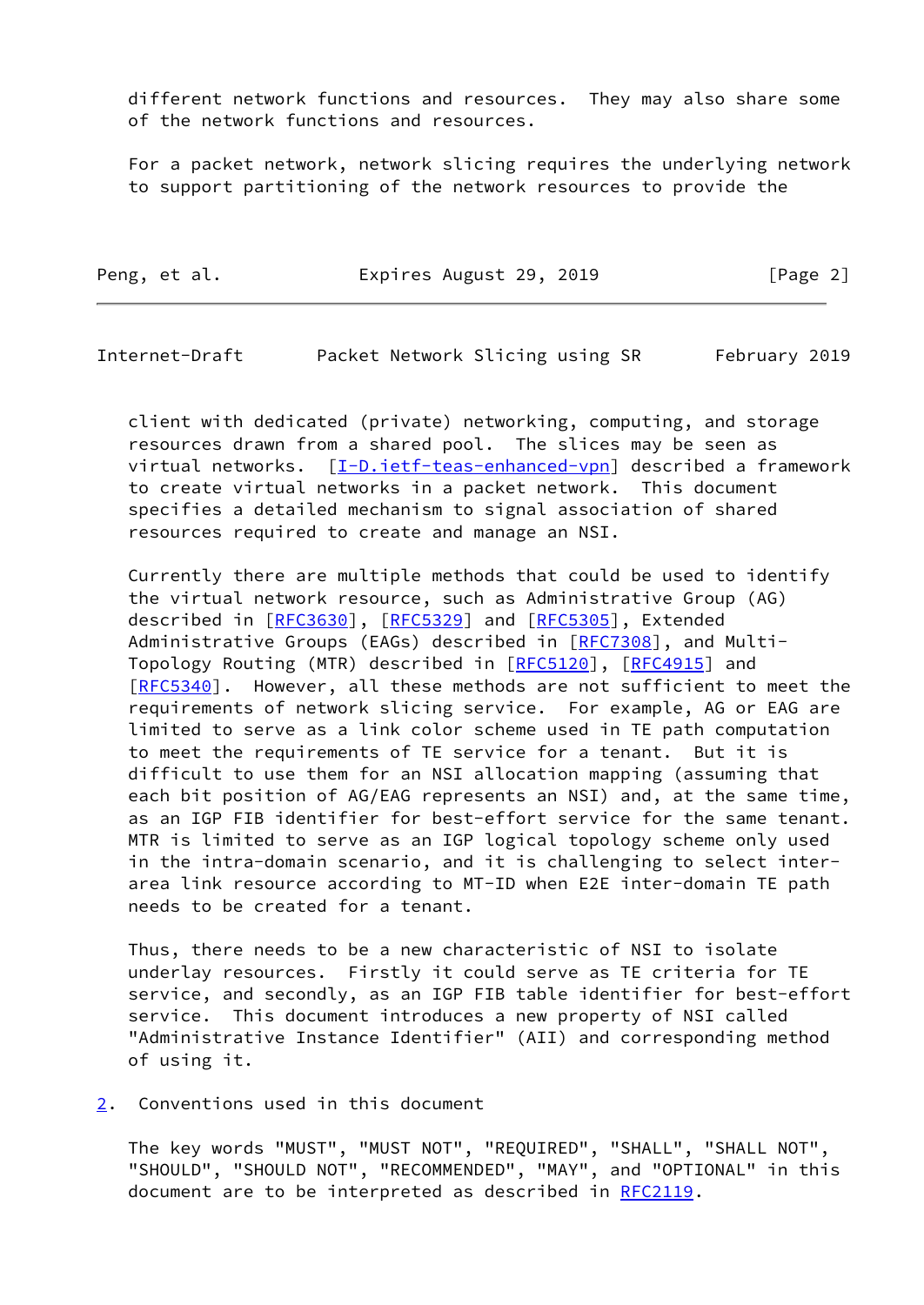different network functions and resources. They may also share some of the network functions and resources.

For a packet network, network slicing requires the underlying network to support partitioning of the network resources to provide the client with dedicated (private) networking, computing, and storage resources drawn from a shared pool. The slices may be seen as virtual networks. [I-D.ietf-teas-enhanced-vpn] described a framework to create virtual networks in a packet network. This document specifies a detailed mechanism to signal association of shared resources required to create and manage an NSI.

Currently there are multiple methods that could be used to identify the virtual network resource, such as Administrative Group (AG) described in [RFC3630], [RFC5329] and [RFC5305], Extended Administrative Groups (EAGs) described in [RFC7308], and Multi-Topology Routing (MTR) described in [RFC5120], [RFC4915] and [RFC5340]. However, all these methods are not sufficient to meet the requirements of network slicing service. For example, AG or EAG are limited to serve as a link color scheme used in TE path computation to meet the requirements of TE service for a tenant. But it is difficult to use them for an NSI allocation mapping (assuming that each bit position of AG/EAG represents an NSI) and, at the same time, as an IGP FIB identifier for best-effort service for the same tenant. MTR is limited to serve as an IGP logical topology scheme only used in the intra-domain scenario, and it is challenging to select inter-area link resource according to MT-ID when E2E inter-domain TE path needs to be created for a tenant.

Thus, there needs to be a new characteristic of NSI to isolate underlay resources. Firstly it could serve as TE criteria for TE service, and secondly, as an IGP FIB table identifier for best-effort service. This document introduces a new property of NSI called "Administrative Instance Identifier" (AII) and corresponding method of using it.

## 2. Conventions used in this document

The key words "MUST", "MUST NOT", "REQUIRED", "SHALL", "SHALL NOT", "SHOULD", "SHOULD NOT", "RECOMMENDED", "MAY", and "OPTIONAL" in this document are to be interpreted as described in RFC2119.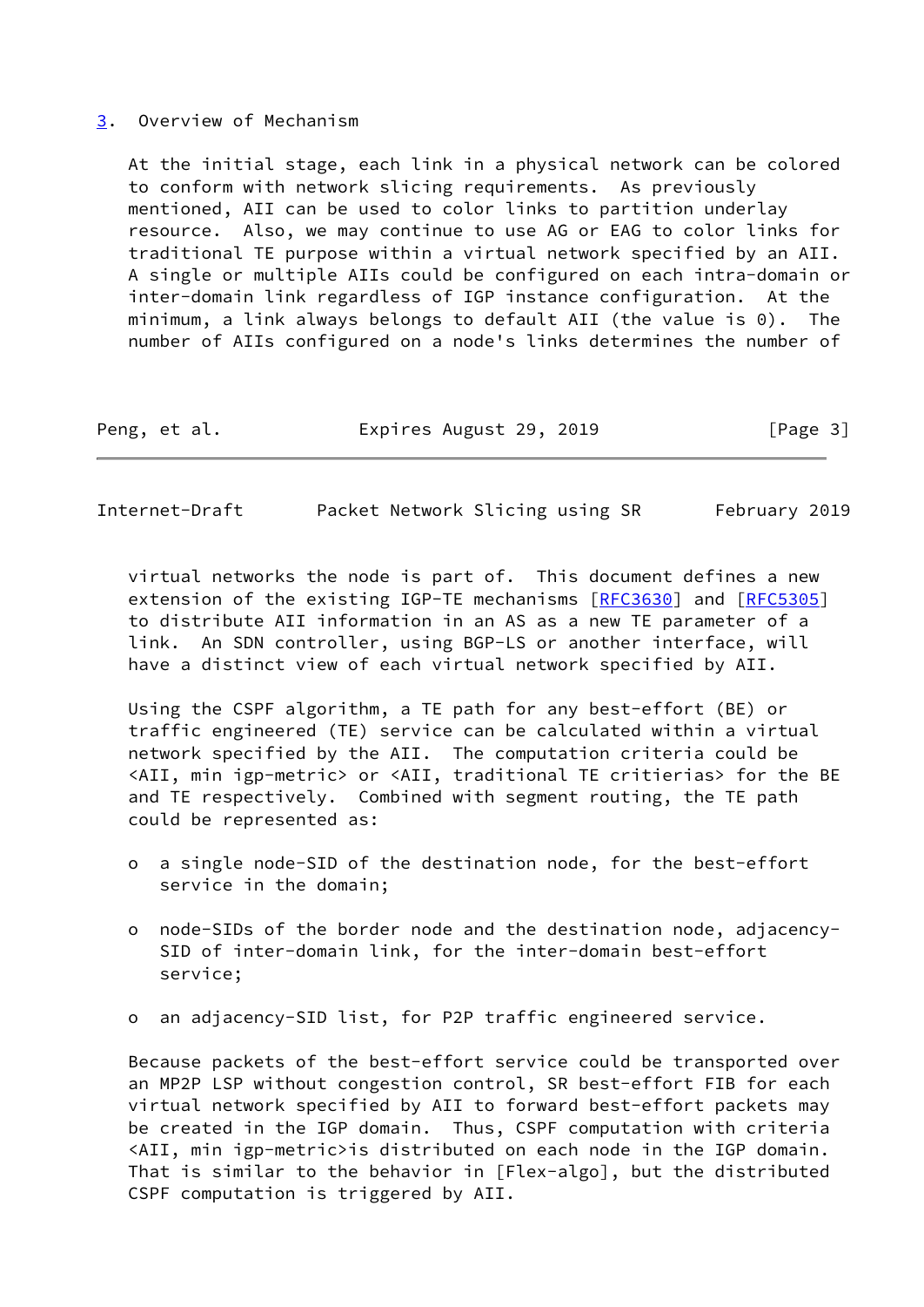## 3. Overview of Mechanism

At the initial stage, each link in a physical network can be colored to conform with network slicing requirements. As previously mentioned, AII can be used to color links to partition underlay resource. Also, we may continue to use AG or EAG to color links for traditional TE purpose within a virtual network specified by an AII. A single or multiple AIIs could be configured on each intra-domain or inter-domain link regardless of IGP instance configuration. At the minimum, a link always belongs to default AII (the value is 0). The number of AIIs configured on a node's links determines the number of virtual networks the node is part of. This document defines a new extension of the existing IGP-TE mechanisms [RFC3630] and [RFC5305] to distribute AII information in an AS as a new TE parameter of a link. An SDN controller, using BGP-LS or another interface, will have a distinct view of each virtual network specified by AII.

Using the CSPF algorithm, a TE path for any best-effort (BE) or traffic engineered (TE) service can be calculated within a virtual network specified by the AII. The computation criteria could be <AII, min igp-metric> or <AII, traditional TE critierias> for the BE and TE respectively. Combined with segment routing, the TE path could be represented as:

- a single node-SID of the destination node, for the best-effort service in the domain;
- node-SIDs of the border node and the destination node, adjacency-SID of inter-domain link, for the inter-domain best-effort service;
- an adjacency-SID list, for P2P traffic engineered service.

Because packets of the best-effort service could be transported over an MP2P LSP without congestion control, SR best-effort FIB for each virtual network specified by AII to forward best-effort packets may be created in the IGP domain. Thus, CSPF computation with criteria <AII, min igp-metric>is distributed on each node in the IGP domain. That is similar to the behavior in [Flex-algo], but the distributed CSPF computation is triggered by AII.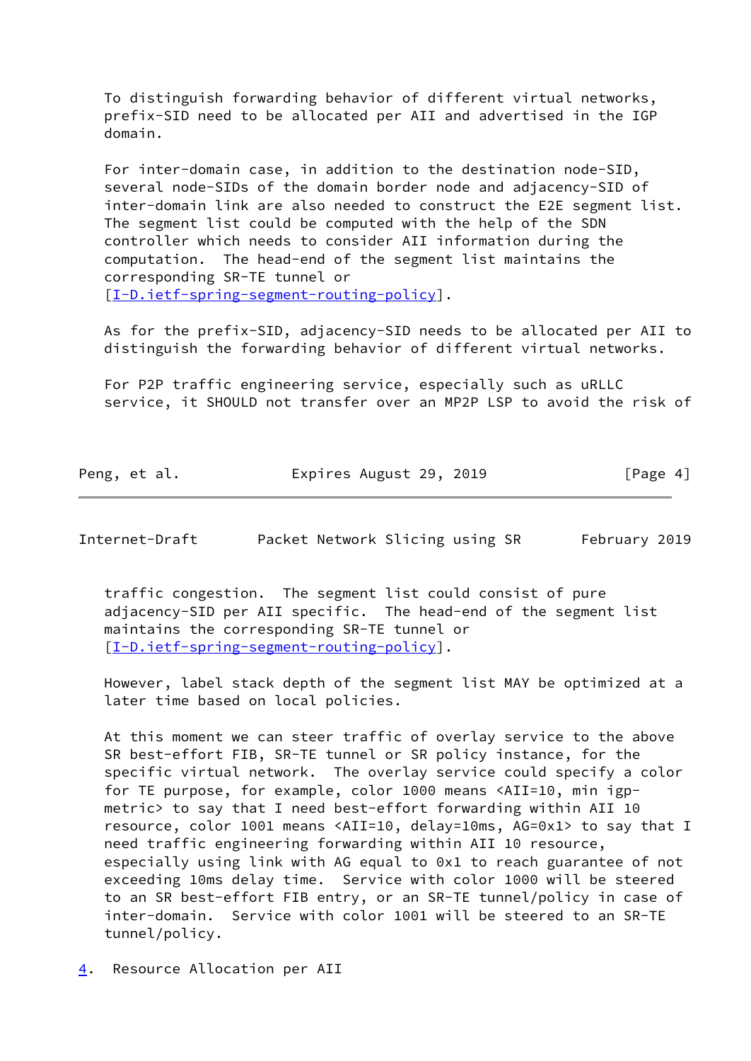To distinguish forwarding behavior of different virtual networks, prefix-SID need to be allocated per AII and advertised in the IGP domain.

For inter-domain case, in addition to the destination node-SID, several node-SIDs of the domain border node and adjacency-SID of inter-domain link are also needed to construct the E2E segment list. The segment list could be computed with the help of the SDN controller which needs to consider AII information during the computation. The head-end of the segment list maintains the corresponding SR-TE tunnel or [I-D.ietf-spring-segment-routing-policy].

As for the prefix-SID, adjacency-SID needs to be allocated per AII to distinguish the forwarding behavior of different virtual networks.

For P2P traffic engineering service, especially such as uRLLC service, it SHOULD not transfer over an MP2P LSP to avoid the risk of traffic congestion. The segment list could consist of pure adjacency-SID per AII specific. The head-end of the segment list maintains the corresponding SR-TE tunnel or [I-D.ietf-spring-segment-routing-policy].

However, label stack depth of the segment list MAY be optimized at a later time based on local policies.

At this moment we can steer traffic of overlay service to the above SR best-effort FIB, SR-TE tunnel or SR policy instance, for the specific virtual network. The overlay service could specify a color for TE purpose, for example, color 1000 means <AII=10, min igp-metric> to say that I need best-effort forwarding within AII 10 resource, color 1001 means <AII=10, delay=10ms, AG=0x1> to say that I need traffic engineering forwarding within AII 10 resource, especially using link with AG equal to 0x1 to reach guarantee of not exceeding 10ms delay time. Service with color 1000 will be steered to an SR best-effort FIB entry, or an SR-TE tunnel/policy in case of inter-domain. Service with color 1001 will be steered to an SR-TE tunnel/policy.

## 4. Resource Allocation per AII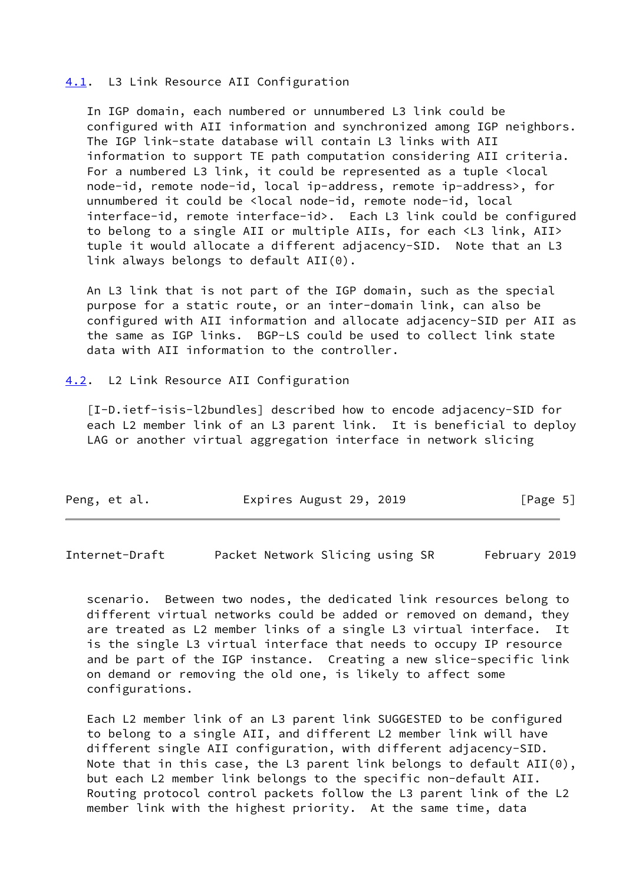### 4.1. L3 Link Resource AII Configuration

In IGP domain, each numbered or unnumbered L3 link could be configured with AII information and synchronized among IGP neighbors. The IGP link-state database will contain L3 links with AII information to support TE path computation considering AII criteria. For a numbered L3 link, it could be represented as a tuple <local node-id, remote node-id, local ip-address, remote ip-address>, for unnumbered it could be <local node-id, remote node-id, local interface-id, remote interface-id>. Each L3 link could be configured to belong to a single AII or multiple AIIs, for each <L3 link, AII> tuple it would allocate a different adjacency-SID. Note that an L3 link always belongs to default AII(0).

An L3 link that is not part of the IGP domain, such as the special purpose for a static route, or an inter-domain link, can also be configured with AII information and allocate adjacency-SID per AII as the same as IGP links. BGP-LS could be used to collect link state data with AII information to the controller.

### 4.2. L2 Link Resource AII Configuration

[I-D.ietf-isis-l2bundles] described how to encode adjacency-SID for each L2 member link of an L3 parent link. It is beneficial to deploy LAG or another virtual aggregation interface in network slicing scenario. Between two nodes, the dedicated link resources belong to different virtual networks could be added or removed on demand, they are treated as L2 member links of a single L3 virtual interface. It is the single L3 virtual interface that needs to occupy IP resource and be part of the IGP instance. Creating a new slice-specific link on demand or removing the old one, is likely to affect some configurations.

Each L2 member link of an L3 parent link SUGGESTED to be configured to belong to a single AII, and different L2 member link will have different single AII configuration, with different adjacency-SID. Note that in this case, the L3 parent link belongs to default AII(0), but each L2 member link belongs to the specific non-default AII. Routing protocol control packets follow the L3 parent link of the L2 member link with the highest priority. At the same time, data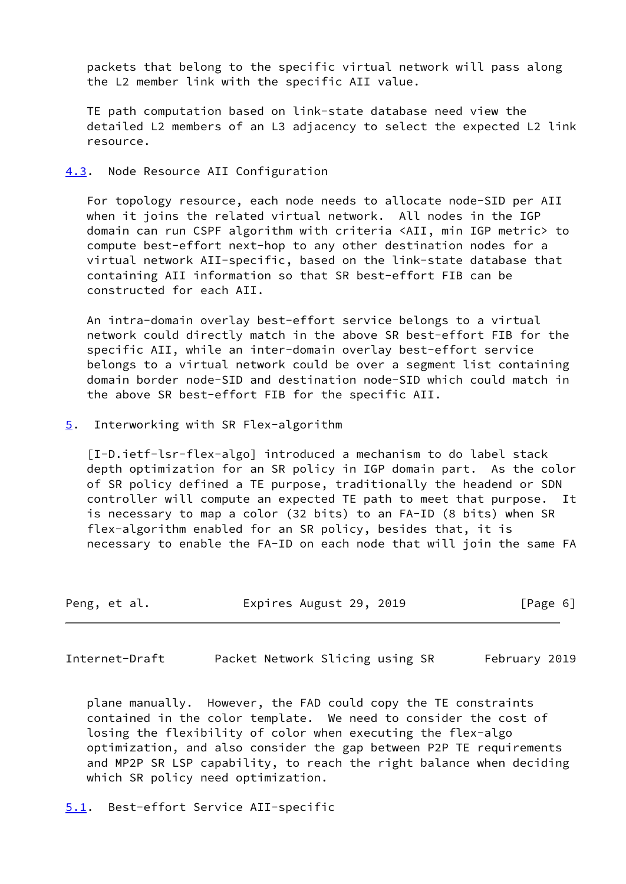packets that belong to the specific virtual network will pass along the L2 member link with the specific AII value.

TE path computation based on link-state database need view the detailed L2 members of an L3 adjacency to select the expected L2 link resource.

### 4.3. Node Resource AII Configuration

For topology resource, each node needs to allocate node-SID per AII when it joins the related virtual network. All nodes in the IGP domain can run CSPF algorithm with criteria <AII, min IGP metric> to compute best-effort next-hop to any other destination nodes for a virtual network AII-specific, based on the link-state database that containing AII information so that SR best-effort FIB can be constructed for each AII.

An intra-domain overlay best-effort service belongs to a virtual network could directly match in the above SR best-effort FIB for the specific AII, while an inter-domain overlay best-effort service belongs to a virtual network could be over a segment list containing domain border node-SID and destination node-SID which could match in the above SR best-effort FIB for the specific AII.

## 5. Interworking with SR Flex-algorithm

[I-D.ietf-lsr-flex-algo] introduced a mechanism to do label stack depth optimization for an SR policy in IGP domain part. As the color of SR policy defined a TE purpose, traditionally the headend or SDN controller will compute an expected TE path to meet that purpose. It is necessary to map a color (32 bits) to an FA-ID (8 bits) when SR flex-algorithm enabled for an SR policy, besides that, it is necessary to enable the FA-ID on each node that will join the same FA plane manually. However, the FAD could copy the TE constraints contained in the color template. We need to consider the cost of losing the flexibility of color when executing the flex-algo optimization, and also consider the gap between P2P TE requirements and MP2P SR LSP capability, to reach the right balance when deciding which SR policy need optimization.

### 5.1. Best-effort Service AII-specific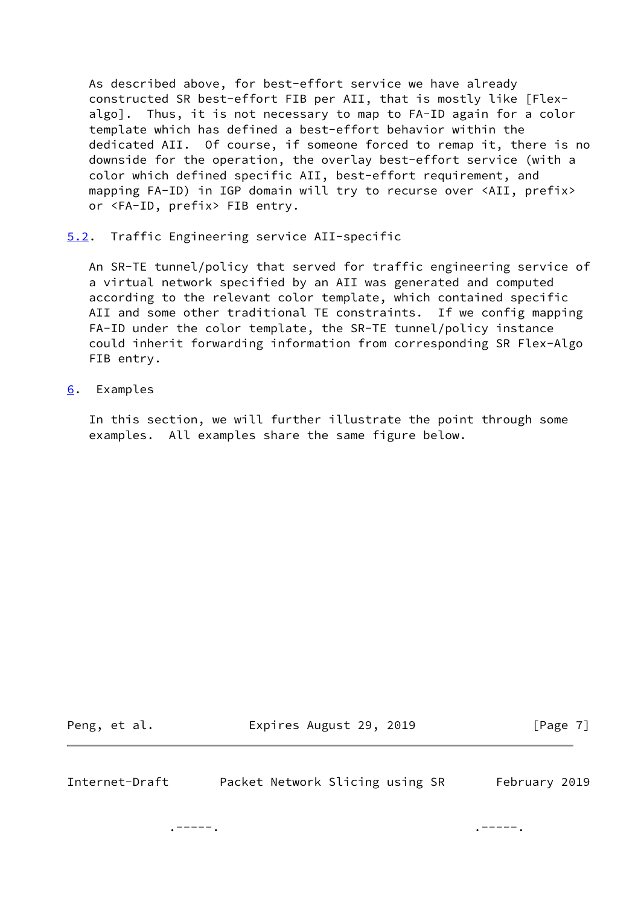As described above, for best-effort service we have already constructed SR best-effort FIB per AII, that is mostly like [Flex-algo]. Thus, it is not necessary to map to FA-ID again for a color template which has defined a best-effort behavior within the dedicated AII. Of course, if someone forced to remap it, there is no downside for the operation, the overlay best-effort service (with a color which defined specific AII, best-effort requirement, and mapping FA-ID) in IGP domain will try to recurse over <AII, prefix> or <FA-ID, prefix> FIB entry.

### 5.2. Traffic Engineering service AII-specific

An SR-TE tunnel/policy that served for traffic engineering service of a virtual network specified by an AII was generated and computed according to the relevant color template, which contained specific AII and some other traditional TE constraints. If we config mapping FA-ID under the color template, the SR-TE tunnel/policy instance could inherit forwarding information from corresponding SR Flex-Algo FIB entry.

## 6. Examples

In this section, we will further illustrate the point through some examples. All examples share the same figure below.

```
             .-----.                           .-----.
```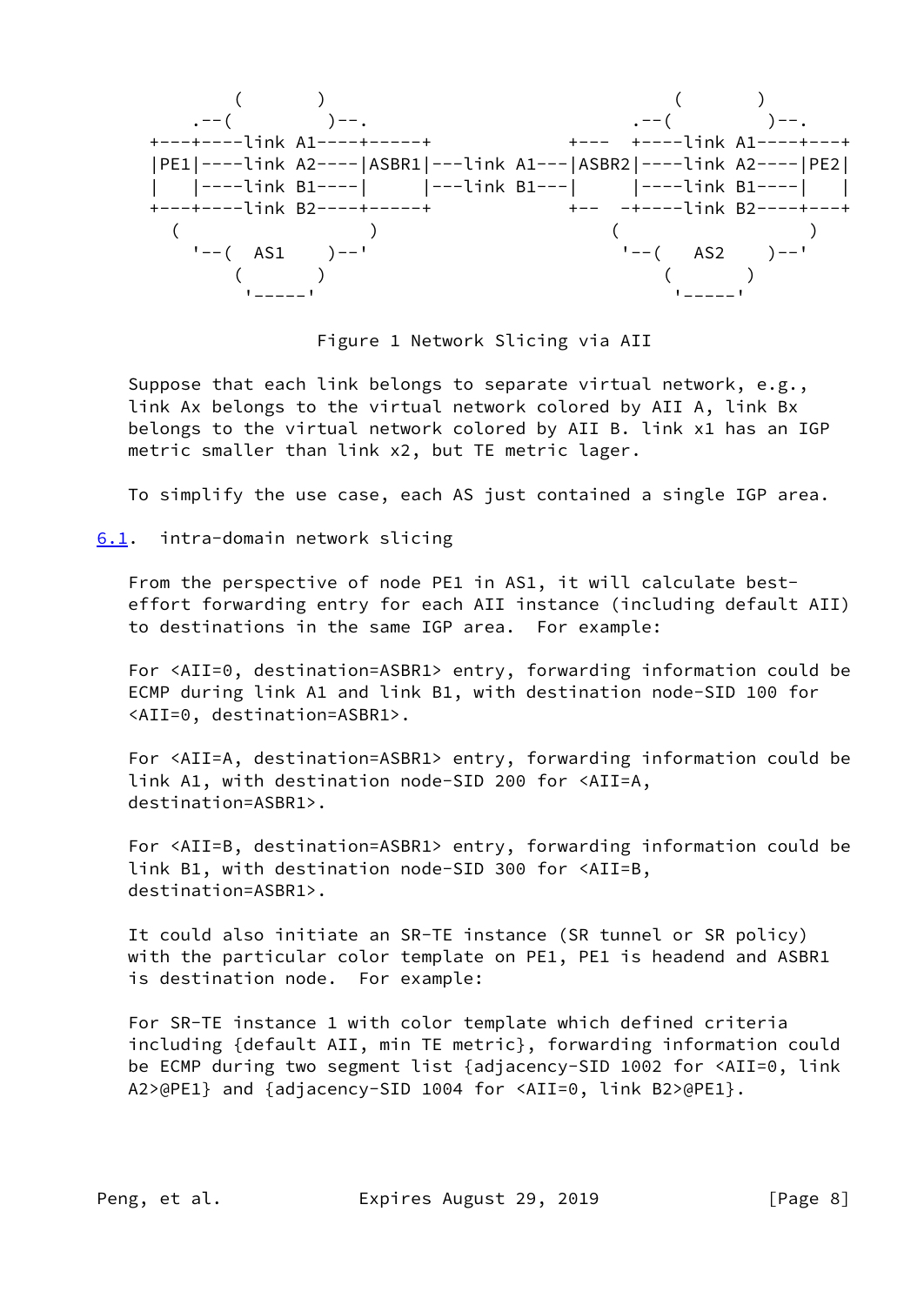```
         (        )                                   (        )
     .--(          )--.                           .--(          )--.
+---+----link A1----+-----+             +---  +----link A1----+---+
|PE1|----link A2----|ASBR1|---link A1---|ASBR2|----link A2----|PE2|
|   |----link B1----|     |---link B1---|     |----link B1----|   |
+---+----link B2----+-----+             +--  -+----link B2----+---+
  (                   )                   (                   )
    '--(  AS1    )--'                       '--(   AS2    )--'
         (        )                              (        )
          '-----'                                 '-----'
```

Figure 1 Network Slicing via AII

Suppose that each link belongs to separate virtual network, e.g., link Ax belongs to the virtual network colored by AII A, link Bx belongs to the virtual network colored by AII B. link x1 has an IGP metric smaller than link x2, but TE metric lager.

To simplify the use case, each AS just contained a single IGP area.

## 6.1. intra-domain network slicing

From the perspective of node PE1 in AS1, it will calculate best-effort forwarding entry for each AII instance (including default AII) to destinations in the same IGP area. For example:

For <AII=0, destination=ASBR1> entry, forwarding information could be ECMP during link A1 and link B1, with destination node-SID 100 for <AII=0, destination=ASBR1>.

For <AII=A, destination=ASBR1> entry, forwarding information could be link A1, with destination node-SID 200 for <AII=A, destination=ASBR1>.

For <AII=B, destination=ASBR1> entry, forwarding information could be link B1, with destination node-SID 300 for <AII=B, destination=ASBR1>.

It could also initiate an SR-TE instance (SR tunnel or SR policy) with the particular color template on PE1, PE1 is headend and ASBR1 is destination node. For example:

For SR-TE instance 1 with color template which defined criteria including {default AII, min TE metric}, forwarding information could be ECMP during two segment list {adjacency-SID 1002 for <AII=0, link A2>@PE1} and {adjacency-SID 1004 for <AII=0, link B2>@PE1}.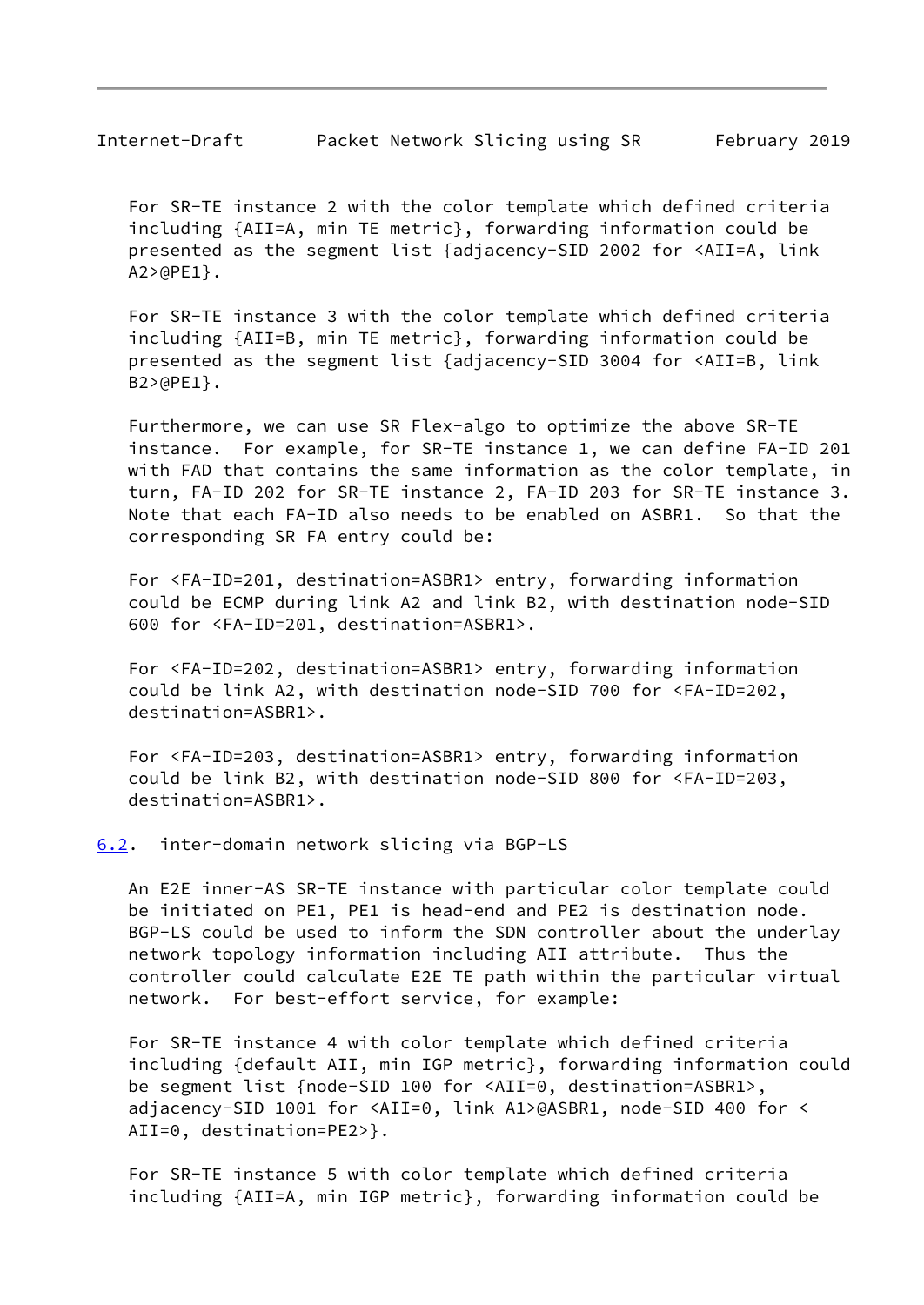For SR-TE instance 2 with the color template which defined criteria including {AII=A, min TE metric}, forwarding information could be presented as the segment list {adjacency-SID 2002 for <AII=A, link A2>@PE1}.

For SR-TE instance 3 with the color template which defined criteria including {AII=B, min TE metric}, forwarding information could be presented as the segment list {adjacency-SID 3004 for <AII=B, link B2>@PE1}.

Furthermore, we can use SR Flex-algo to optimize the above SR-TE instance. For example, for SR-TE instance 1, we can define FA-ID 201 with FAD that contains the same information as the color template, in turn, FA-ID 202 for SR-TE instance 2, FA-ID 203 for SR-TE instance 3. Note that each FA-ID also needs to be enabled on ASBR1. So that the corresponding SR FA entry could be:

For <FA-ID=201, destination=ASBR1> entry, forwarding information could be ECMP during link A2 and link B2, with destination node-SID 600 for <FA-ID=201, destination=ASBR1>.

For <FA-ID=202, destination=ASBR1> entry, forwarding information could be link A2, with destination node-SID 700 for <FA-ID=202, destination=ASBR1>.

For <FA-ID=203, destination=ASBR1> entry, forwarding information could be link B2, with destination node-SID 800 for <FA-ID=203, destination=ASBR1>.

## 6.2. inter-domain network slicing via BGP-LS

An E2E inner-AS SR-TE instance with particular color template could be initiated on PE1, PE1 is head-end and PE2 is destination node. BGP-LS could be used to inform the SDN controller about the underlay network topology information including AII attribute. Thus the controller could calculate E2E TE path within the particular virtual network. For best-effort service, for example:

For SR-TE instance 4 with color template which defined criteria including {default AII, min IGP metric}, forwarding information could be segment list {node-SID 100 for <AII=0, destination=ASBR1>, adjacency-SID 1001 for <AII=0, link A1>@ASBR1, node-SID 400 for < AII=0, destination=PE2>}.

For SR-TE instance 5 with color template which defined criteria including {AII=A, min IGP metric}, forwarding information could be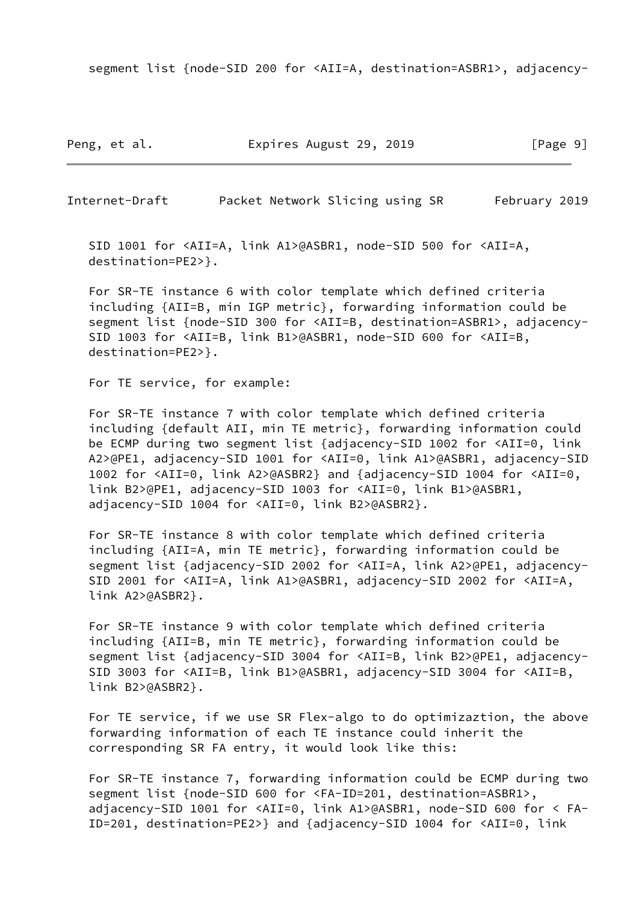segment list {node-SID 200 for <AII=A, destination=ASBR1>, adjacency-SID 1001 for <AII=A, link A1>@ASBR1, node-SID 500 for <AII=A, destination=PE2>}.

For SR-TE instance 6 with color template which defined criteria including {AII=B, min IGP metric}, forwarding information could be segment list {node-SID 300 for <AII=B, destination=ASBR1>, adjacency-SID 1003 for <AII=B, link B1>@ASBR1, node-SID 600 for <AII=B, destination=PE2>}.

For TE service, for example:

For SR-TE instance 7 with color template which defined criteria including {default AII, min TE metric}, forwarding information could be ECMP during two segment list {adjacency-SID 1002 for <AII=0, link A2>@PE1, adjacency-SID 1001 for <AII=0, link A1>@ASBR1, adjacency-SID 1002 for <AII=0, link A2>@ASBR2} and {adjacency-SID 1004 for <AII=0, link B2>@PE1, adjacency-SID 1003 for <AII=0, link B1>@ASBR1, adjacency-SID 1004 for <AII=0, link B2>@ASBR2}.

For SR-TE instance 8 with color template which defined criteria including {AII=A, min TE metric}, forwarding information could be segment list {adjacency-SID 2002 for <AII=A, link A2>@PE1, adjacency-SID 2001 for <AII=A, link A1>@ASBR1, adjacency-SID 2002 for <AII=A, link A2>@ASBR2}.

For SR-TE instance 9 with color template which defined criteria including {AII=B, min TE metric}, forwarding information could be segment list {adjacency-SID 3004 for <AII=B, link B2>@PE1, adjacency-SID 3003 for <AII=B, link B1>@ASBR1, adjacency-SID 3004 for <AII=B, link B2>@ASBR2}.

For TE service, if we use SR Flex-algo to do optimizaztion, the above forwarding information of each TE instance could inherit the corresponding SR FA entry, it would look like this:

For SR-TE instance 7, forwarding information could be ECMP during two segment list {node-SID 600 for <FA-ID=201, destination=ASBR1>, adjacency-SID 1001 for <AII=0, link A1>@ASBR1, node-SID 600 for < FA-ID=201, destination=PE2>} and {adjacency-SID 1004 for <AII=0, link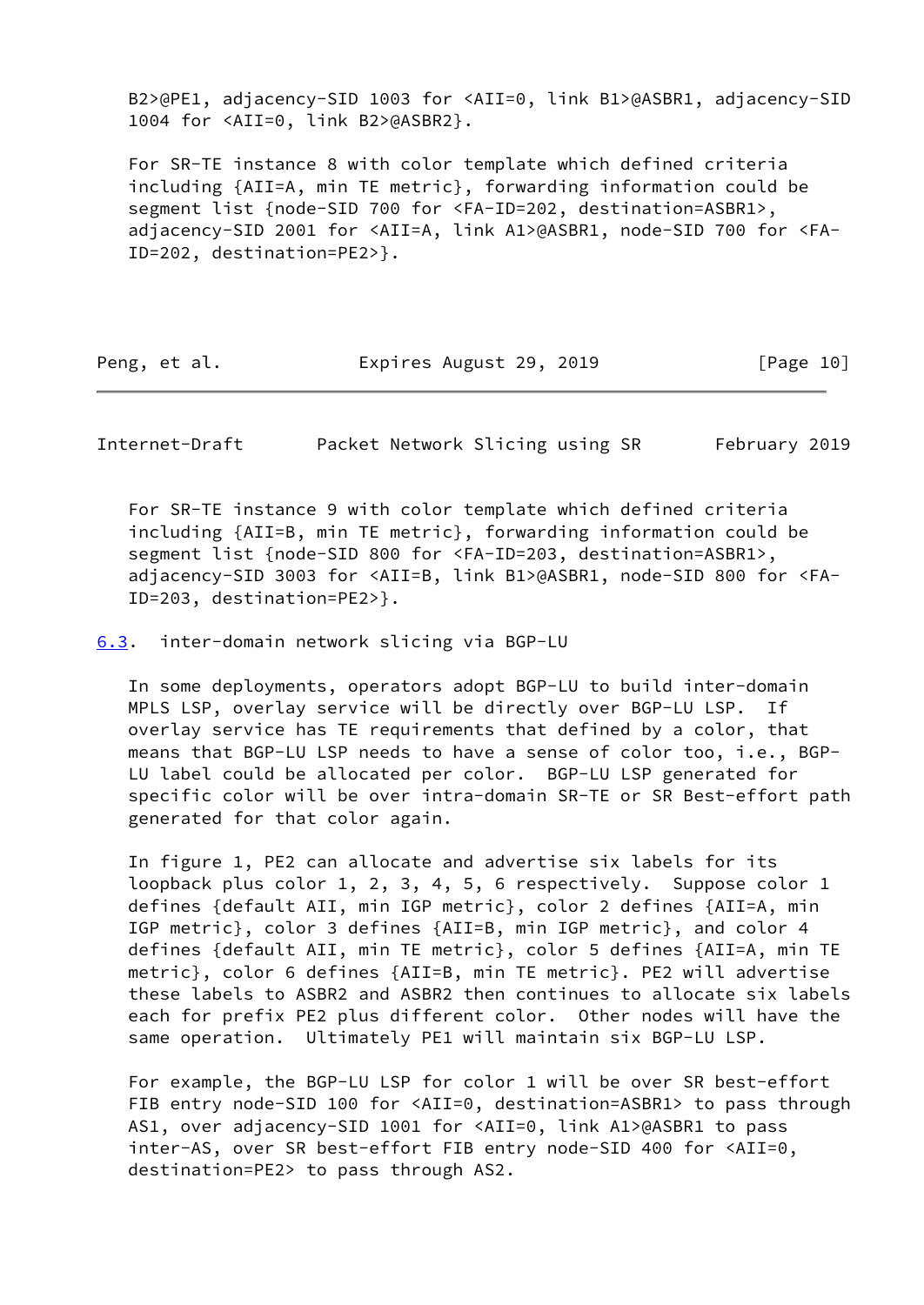B2>@PE1, adjacency-SID 1003 for <AII=0, link B1>@ASBR1, adjacency-SID 1004 for <AII=0, link B2>@ASBR2}.

For SR-TE instance 8 with color template which defined criteria including {AII=A, min TE metric}, forwarding information could be segment list {node-SID 700 for <FA-ID=202, destination=ASBR1>, adjacency-SID 2001 for <AII=A, link A1>@ASBR1, node-SID 700 for <FA-ID=202, destination=PE2>}.

For SR-TE instance 9 with color template which defined criteria including {AII=B, min TE metric}, forwarding information could be segment list {node-SID 800 for <FA-ID=203, destination=ASBR1>, adjacency-SID 3003 for <AII=B, link B1>@ASBR1, node-SID 800 for <FA-ID=203, destination=PE2>}.

### 6.3. inter-domain network slicing via BGP-LU

In some deployments, operators adopt BGP-LU to build inter-domain MPLS LSP, overlay service will be directly over BGP-LU LSP. If overlay service has TE requirements that defined by a color, that means that BGP-LU LSP needs to have a sense of color too, i.e., BGP-LU label could be allocated per color. BGP-LU LSP generated for specific color will be over intra-domain SR-TE or SR Best-effort path generated for that color again.

In figure 1, PE2 can allocate and advertise six labels for its loopback plus color 1, 2, 3, 4, 5, 6 respectively. Suppose color 1 defines {default AII, min IGP metric}, color 2 defines {AII=A, min IGP metric}, color 3 defines {AII=B, min IGP metric}, and color 4 defines {default AII, min TE metric}, color 5 defines {AII=A, min TE metric}, color 6 defines {AII=B, min TE metric}. PE2 will advertise these labels to ASBR2 and ASBR2 then continues to allocate six labels each for prefix PE2 plus different color. Other nodes will have the same operation. Ultimately PE1 will maintain six BGP-LU LSP.

For example, the BGP-LU LSP for color 1 will be over SR best-effort FIB entry node-SID 100 for <AII=0, destination=ASBR1> to pass through AS1, over adjacency-SID 1001 for <AII=0, link A1>@ASBR1 to pass inter-AS, over SR best-effort FIB entry node-SID 400 for <AII=0, destination=PE2> to pass through AS2.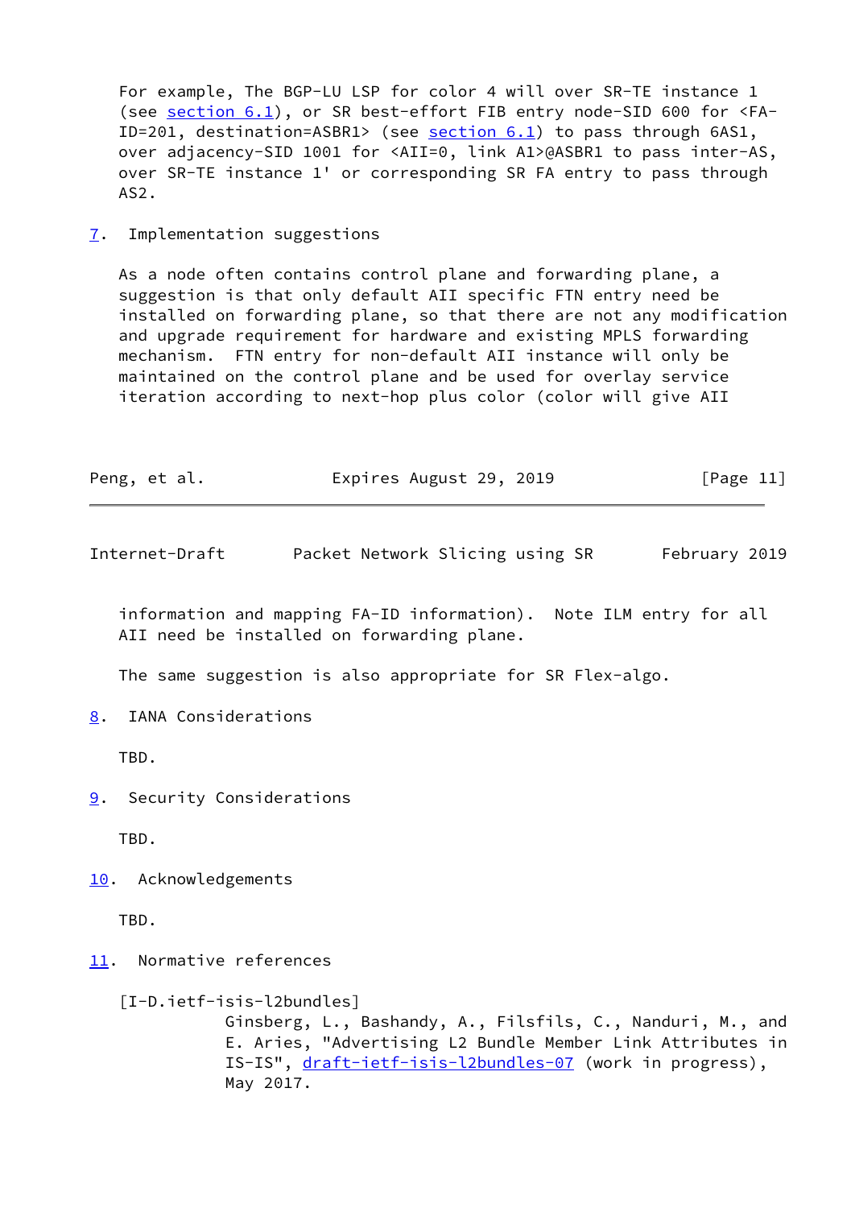For example, The BGP-LU LSP for color 4 will over SR-TE instance 1 (see section 6.1), or SR best-effort FIB entry node-SID 600 for <FA-ID=201, destination=ASBR1> (see section 6.1) to pass through 6AS1, over adjacency-SID 1001 for <AII=0, link A1>@ASBR1 to pass inter-AS, over SR-TE instance 1' or corresponding SR FA entry to pass through AS2.

## 7. Implementation suggestions

As a node often contains control plane and forwarding plane, a suggestion is that only default AII specific FTN entry need be installed on forwarding plane, so that there are not any modification and upgrade requirement for hardware and existing MPLS forwarding mechanism. FTN entry for non-default AII instance will only be maintained on the control plane and be used for overlay service iteration according to next-hop plus color (color will give AII information and mapping FA-ID information). Note ILM entry for all AII need be installed on forwarding plane.

The same suggestion is also appropriate for SR Flex-algo.

## 8. IANA Considerations

TBD.

## 9. Security Considerations

TBD.

## 10. Acknowledgements

TBD.

## 11. Normative references

[I-D.ietf-isis-l2bundles]
Ginsberg, L., Bashandy, A., Filsfils, C., Nanduri, M., and E. Aries, "Advertising L2 Bundle Member Link Attributes in IS-IS", draft-ietf-isis-l2bundles-07 (work in progress), May 2017.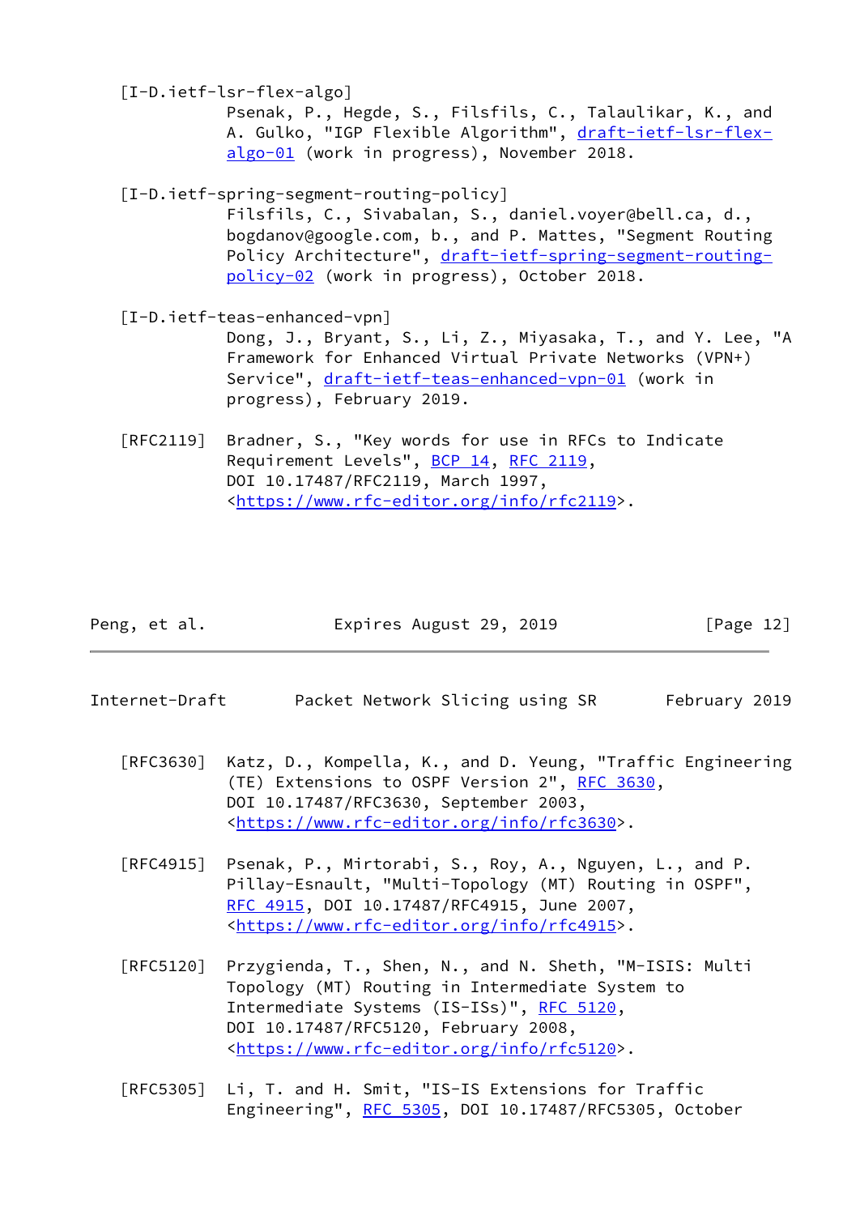[I-D.ietf-lsr-flex-algo]
Psenak, P., Hegde, S., Filsfils, C., Talaulikar, K., and A. Gulko, "IGP Flexible Algorithm", draft-ietf-lsr-flex-algo-01 (work in progress), November 2018.

[I-D.ietf-spring-segment-routing-policy]
Filsfils, C., Sivabalan, S., daniel.voyer@bell.ca, d., bogdanov@google.com, b., and P. Mattes, "Segment Routing Policy Architecture", draft-ietf-spring-segment-routing-policy-02 (work in progress), October 2018.

[I-D.ietf-teas-enhanced-vpn]
Dong, J., Bryant, S., Li, Z., Miyasaka, T., and Y. Lee, "A Framework for Enhanced Virtual Private Networks (VPN+) Service", draft-ietf-teas-enhanced-vpn-01 (work in progress), February 2019.

[RFC2119] Bradner, S., "Key words for use in RFCs to Indicate Requirement Levels", BCP 14, RFC 2119, DOI 10.17487/RFC2119, March 1997, <https://www.rfc-editor.org/info/rfc2119>.

[RFC3630] Katz, D., Kompella, K., and D. Yeung, "Traffic Engineering (TE) Extensions to OSPF Version 2", RFC 3630, DOI 10.17487/RFC3630, September 2003, <https://www.rfc-editor.org/info/rfc3630>.

[RFC4915] Psenak, P., Mirtorabi, S., Roy, A., Nguyen, L., and P. Pillay-Esnault, "Multi-Topology (MT) Routing in OSPF", RFC 4915, DOI 10.17487/RFC4915, June 2007, <https://www.rfc-editor.org/info/rfc4915>.

[RFC5120] Przygienda, T., Shen, N., and N. Sheth, "M-ISIS: Multi Topology (MT) Routing in Intermediate System to Intermediate Systems (IS-ISs)", RFC 5120, DOI 10.17487/RFC5120, February 2008, <https://www.rfc-editor.org/info/rfc5120>.

[RFC5305] Li, T. and H. Smit, "IS-IS Extensions for Traffic Engineering", RFC 5305, DOI 10.17487/RFC5305, October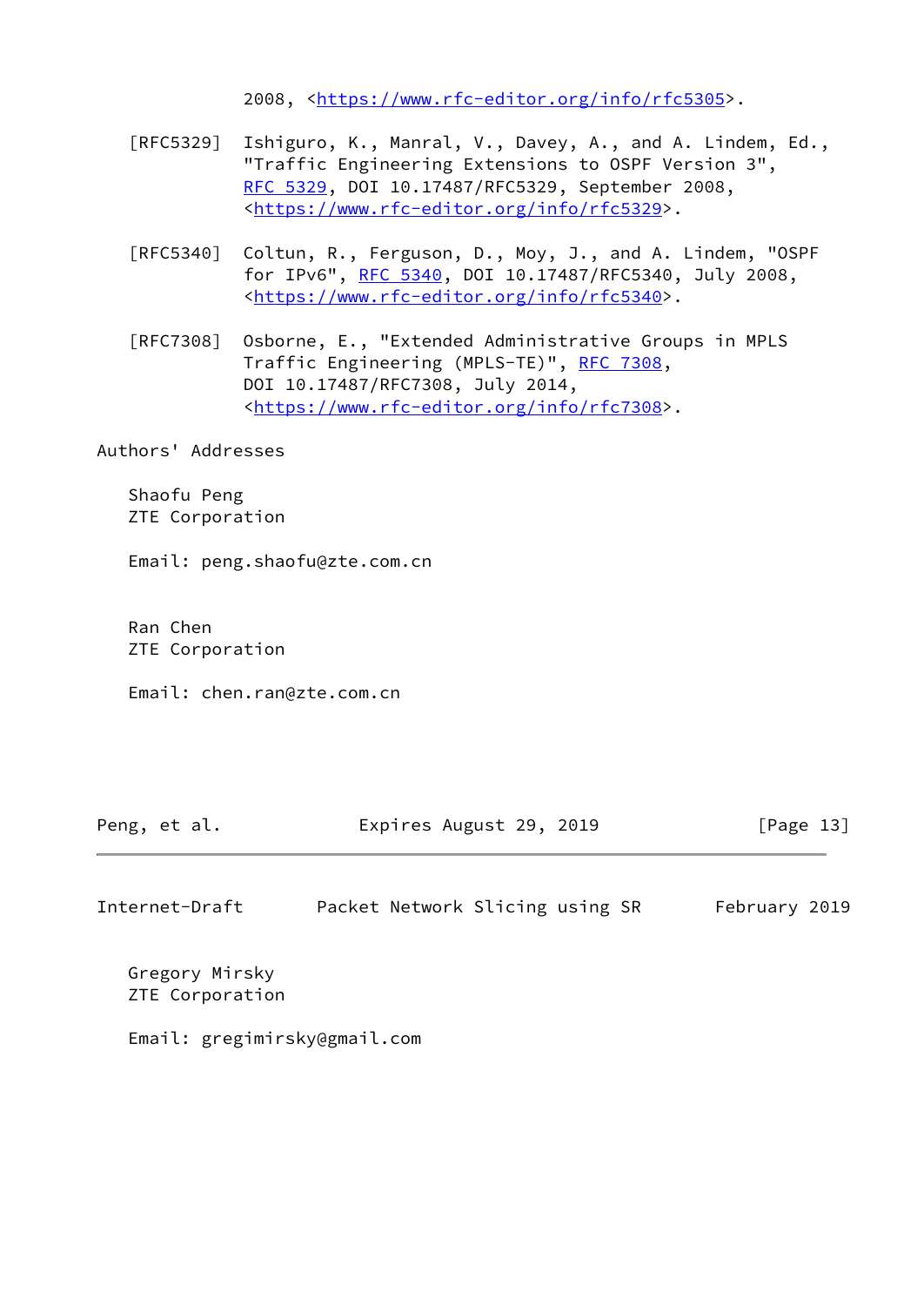2008, <https://www.rfc-editor.org/info/rfc5305>.

[RFC5329] Ishiguro, K., Manral, V., Davey, A., and A. Lindem, Ed., "Traffic Engineering Extensions to OSPF Version 3", RFC 5329, DOI 10.17487/RFC5329, September 2008, <https://www.rfc-editor.org/info/rfc5329>.

[RFC5340] Coltun, R., Ferguson, D., Moy, J., and A. Lindem, "OSPF for IPv6", RFC 5340, DOI 10.17487/RFC5340, July 2008, <https://www.rfc-editor.org/info/rfc5340>.

[RFC7308] Osborne, E., "Extended Administrative Groups in MPLS Traffic Engineering (MPLS-TE)", RFC 7308, DOI 10.17487/RFC7308, July 2014, <https://www.rfc-editor.org/info/rfc7308>.

## Authors' Addresses

Shaofu Peng
ZTE Corporation

Email: peng.shaofu@zte.com.cn

Ran Chen
ZTE Corporation

Email: chen.ran@zte.com.cn

Gregory Mirsky
ZTE Corporation

Email: gregimirsky@gmail.com